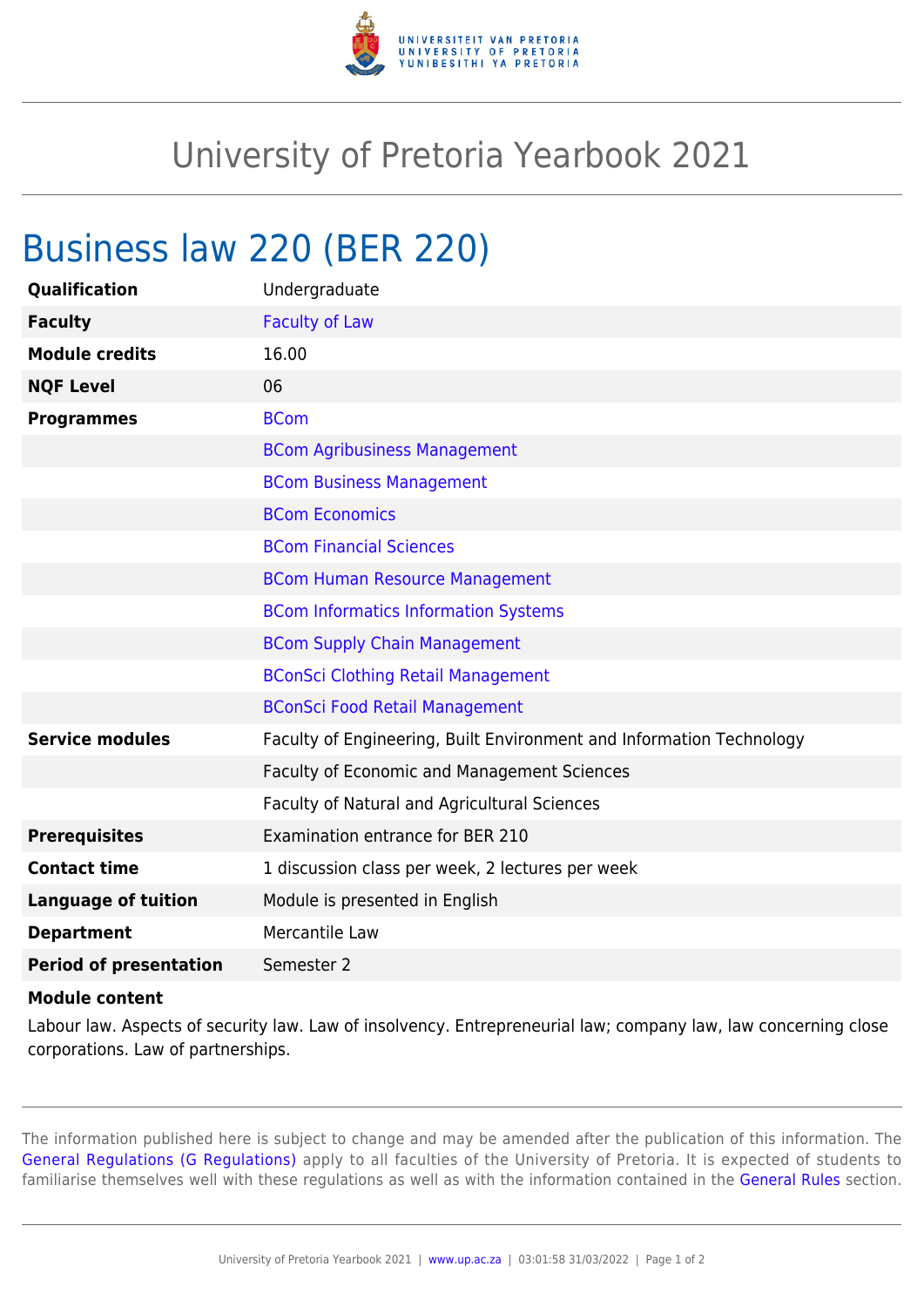# University of Pretoria Yearbook 2021

## Business law 220 (BER 220)

| | |
|---|---|
| **Qualification** | Undergraduate |
| **Faculty** | Faculty of Law |
| **Module credits** | 16.00 |
| **NQF Level** | 06 |
| **Programmes** | BCom |
| | BCom Agribusiness Management |
| | BCom Business Management |
| | BCom Economics |
| | BCom Financial Sciences |
| | BCom Human Resource Management |
| | BCom Informatics Information Systems |
| | BCom Supply Chain Management |
| | BConSci Clothing Retail Management |
| | BConSci Food Retail Management |
| **Service modules** | Faculty of Engineering, Built Environment and Information Technology |
| | Faculty of Economic and Management Sciences |
| | Faculty of Natural and Agricultural Sciences |
| **Prerequisites** | Examination entrance for BER 210 |
| **Contact time** | 1 discussion class per week, 2 lectures per week |
| **Language of tuition** | Module is presented in English |
| **Department** | Mercantile Law |
| **Period of presentation** | Semester 2 |

**Module content**

Labour law. Aspects of security law. Law of insolvency. Entrepreneurial law; company law, law concerning close corporations. Law of partnerships.

The information published here is subject to change and may be amended after the publication of this information. The General Regulations (G Regulations) apply to all faculties of the University of Pretoria. It is expected of students to familiarise themselves well with these regulations as well as with the information contained in the General Rules section.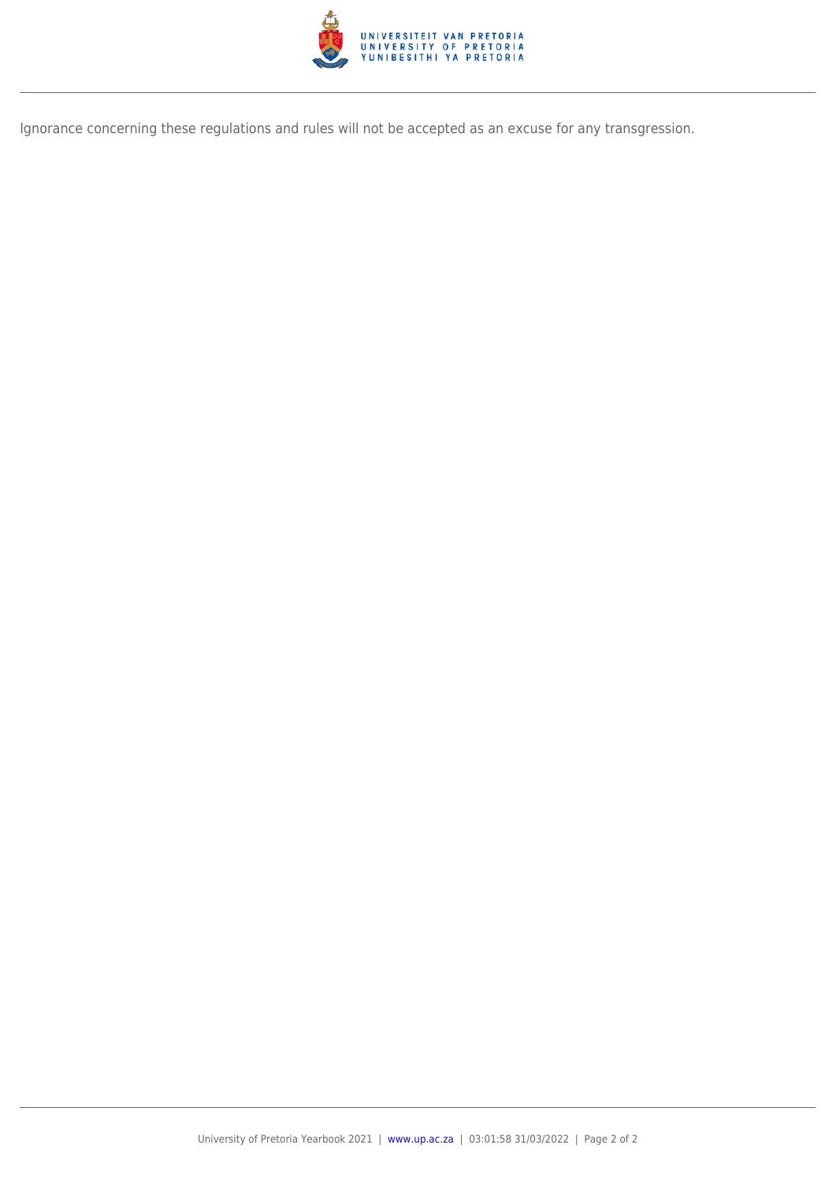Ignorance concerning these regulations and rules will not be accepted as an excuse for any transgression.